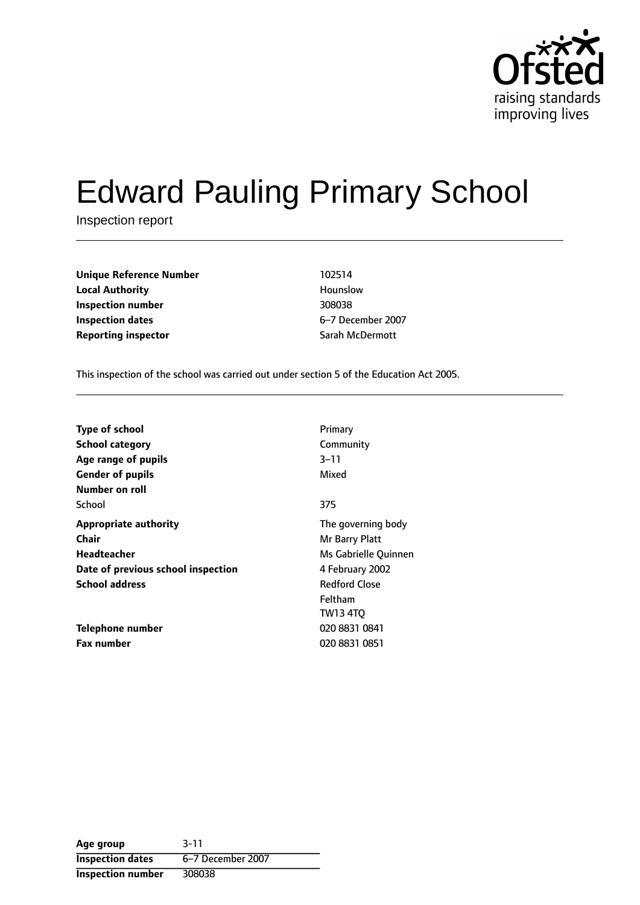# Edward Pauling Primary School

Inspection report

| | |
|---|---|
| **Unique Reference Number** | 102514 |
| **Local Authority** | Hounslow |
| **Inspection number** | 308038 |
| **Inspection dates** | 6–7 December 2007 |
| **Reporting inspector** | Sarah McDermott |

This inspection of the school was carried out under section 5 of the Education Act 2005.

| | |
|---|---|
| **Type of school** | Primary |
| **School category** | Community |
| **Age range of pupils** | 3–11 |
| **Gender of pupils** | Mixed |
| **Number on roll** | |
| School | 375 |
| **Appropriate authority** | The governing body |
| **Chair** | Mr Barry Platt |
| **Headteacher** | Ms Gabrielle Quinnen |
| **Date of previous school inspection** | 4 February 2002 |
| **School address** | Redford Close<br>Feltham<br>TW13 4TQ |
| **Telephone number** | 020 8831 0841 |
| **Fax number** | 020 8831 0851 |

| | |
|---|---|
| **Age group** | 3-11 |
| **Inspection dates** | 6–7 December 2007 |
| **Inspection number** | 308038 |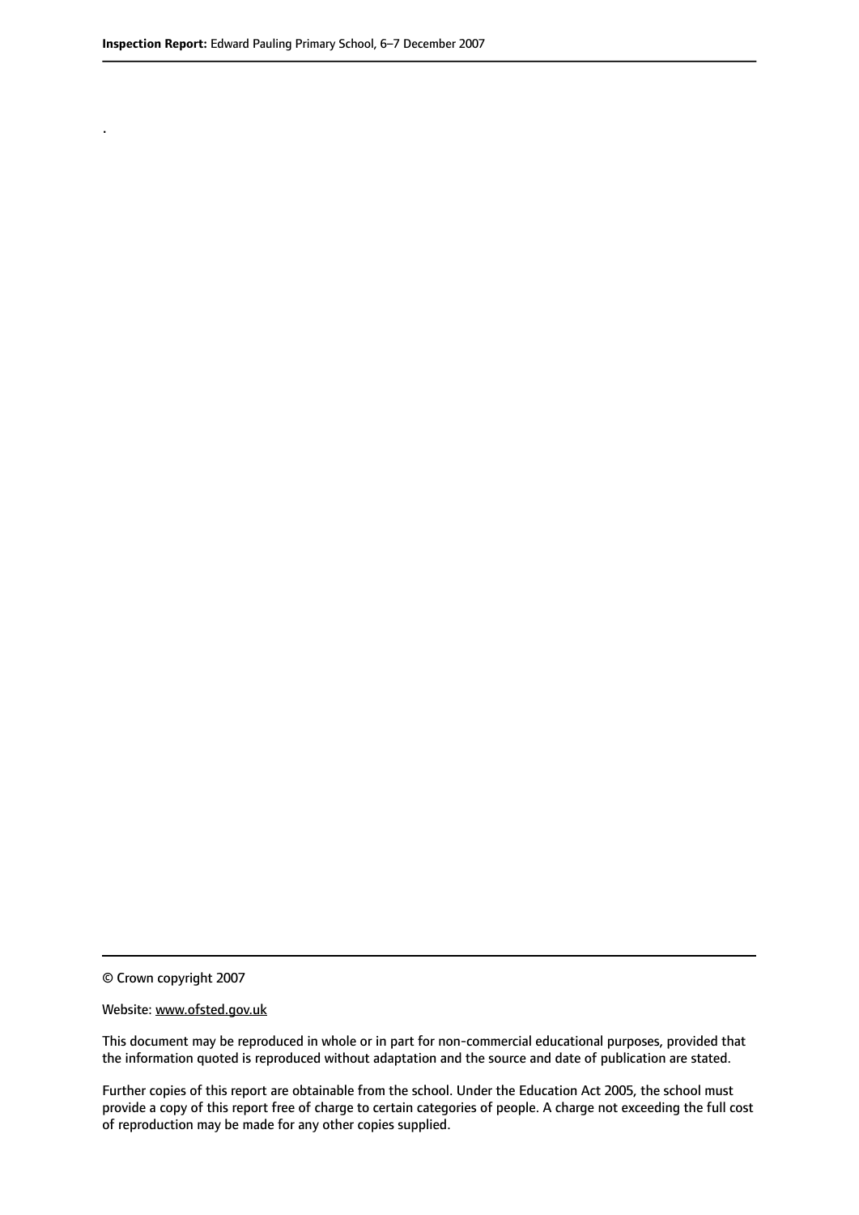.

© Crown copyright 2007

Website: www.ofsted.gov.uk

This document may be reproduced in whole or in part for non-commercial educational purposes, provided that the information quoted is reproduced without adaptation and the source and date of publication are stated.

Further copies of this report are obtainable from the school. Under the Education Act 2005, the school must provide a copy of this report free of charge to certain categories of people. A charge not exceeding the full cost of reproduction may be made for any other copies supplied.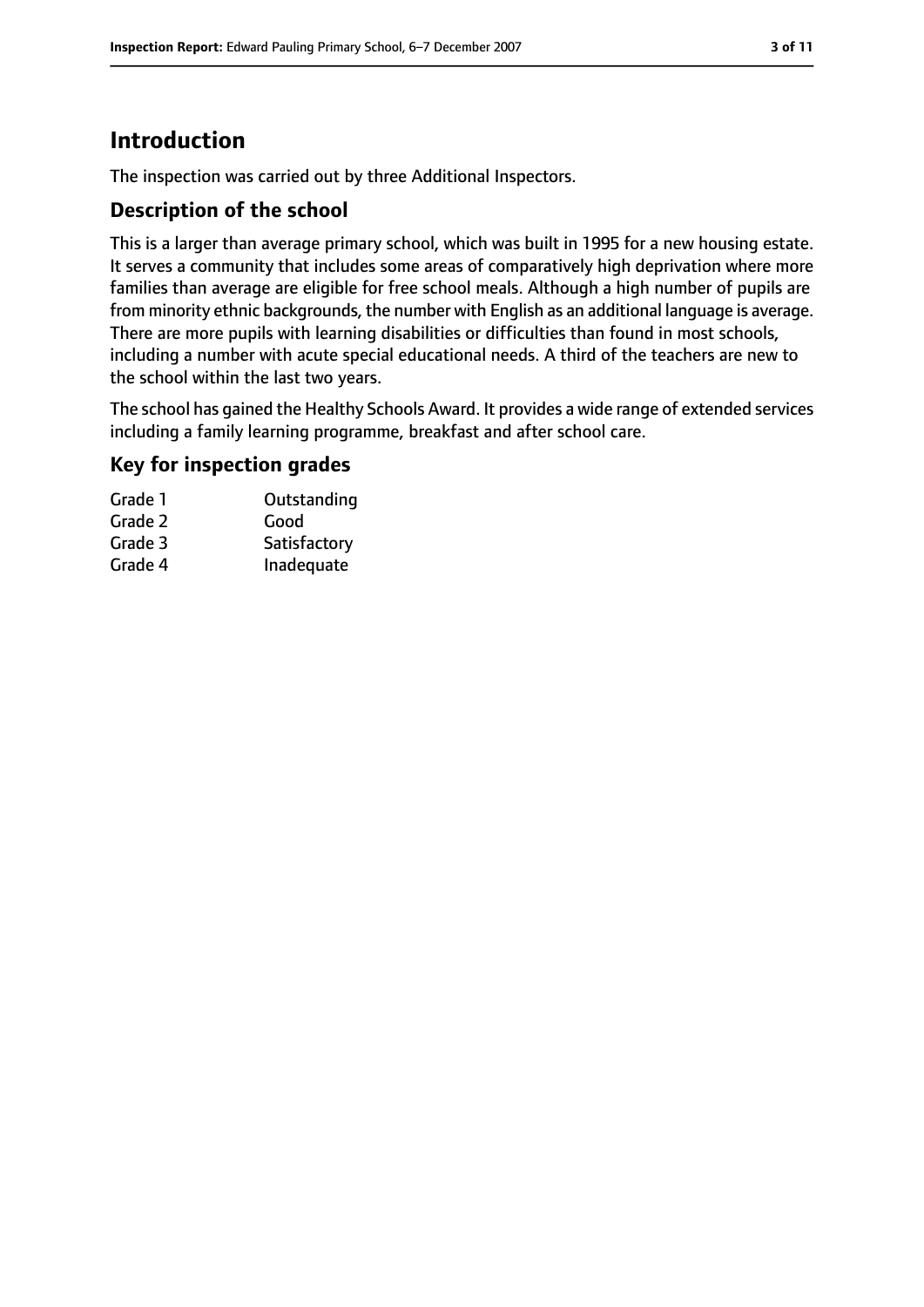# Introduction

The inspection was carried out by three Additional Inspectors.

## Description of the school

This is a larger than average primary school, which was built in 1995 for a new housing estate. It serves a community that includes some areas of comparatively high deprivation where more families than average are eligible for free school meals. Although a high number of pupils are from minority ethnic backgrounds, the number with English as an additional language is average. There are more pupils with learning disabilities or difficulties than found in most schools, including a number with acute special educational needs. A third of the teachers are new to the school within the last two years.

The school has gained the Healthy Schools Award. It provides a wide range of extended services including a family learning programme, breakfast and after school care.

## Key for inspection grades

| | |
|---|---|
| Grade 1 | Outstanding |
| Grade 2 | Good |
| Grade 3 | Satisfactory |
| Grade 4 | Inadequate |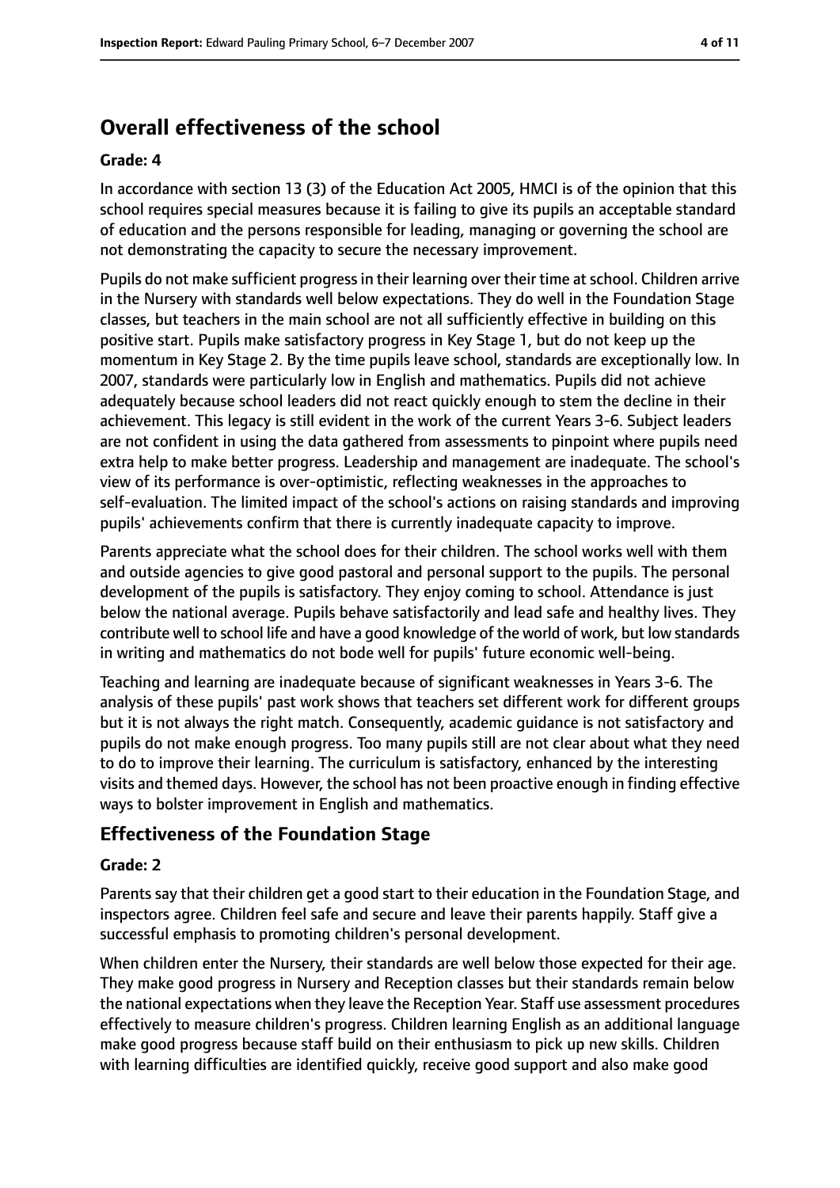## Overall effectiveness of the school

### Grade: 4

In accordance with section 13 (3) of the Education Act 2005, HMCI is of the opinion that this school requires special measures because it is failing to give its pupils an acceptable standard of education and the persons responsible for leading, managing or governing the school are not demonstrating the capacity to secure the necessary improvement.

Pupils do not make sufficient progress in their learning over their time at school. Children arrive in the Nursery with standards well below expectations. They do well in the Foundation Stage classes, but teachers in the main school are not all sufficiently effective in building on this positive start. Pupils make satisfactory progress in Key Stage 1, but do not keep up the momentum in Key Stage 2. By the time pupils leave school, standards are exceptionally low. In 2007, standards were particularly low in English and mathematics. Pupils did not achieve adequately because school leaders did not react quickly enough to stem the decline in their achievement. This legacy is still evident in the work of the current Years 3-6. Subject leaders are not confident in using the data gathered from assessments to pinpoint where pupils need extra help to make better progress. Leadership and management are inadequate. The school's view of its performance is over-optimistic, reflecting weaknesses in the approaches to self-evaluation. The limited impact of the school's actions on raising standards and improving pupils' achievements confirm that there is currently inadequate capacity to improve.

Parents appreciate what the school does for their children. The school works well with them and outside agencies to give good pastoral and personal support to the pupils. The personal development of the pupils is satisfactory. They enjoy coming to school. Attendance is just below the national average. Pupils behave satisfactorily and lead safe and healthy lives. They contribute well to school life and have a good knowledge of the world of work, but low standards in writing and mathematics do not bode well for pupils' future economic well-being.

Teaching and learning are inadequate because of significant weaknesses in Years 3-6. The analysis of these pupils' past work shows that teachers set different work for different groups but it is not always the right match. Consequently, academic guidance is not satisfactory and pupils do not make enough progress. Too many pupils still are not clear about what they need to do to improve their learning. The curriculum is satisfactory, enhanced by the interesting visits and themed days. However, the school has not been proactive enough in finding effective ways to bolster improvement in English and mathematics.

## Effectiveness of the Foundation Stage

### Grade: 2

Parents say that their children get a good start to their education in the Foundation Stage, and inspectors agree. Children feel safe and secure and leave their parents happily. Staff give a successful emphasis to promoting children's personal development.

When children enter the Nursery, their standards are well below those expected for their age. They make good progress in Nursery and Reception classes but their standards remain below the national expectations when they leave the Reception Year. Staff use assessment procedures effectively to measure children's progress. Children learning English as an additional language make good progress because staff build on their enthusiasm to pick up new skills. Children with learning difficulties are identified quickly, receive good support and also make good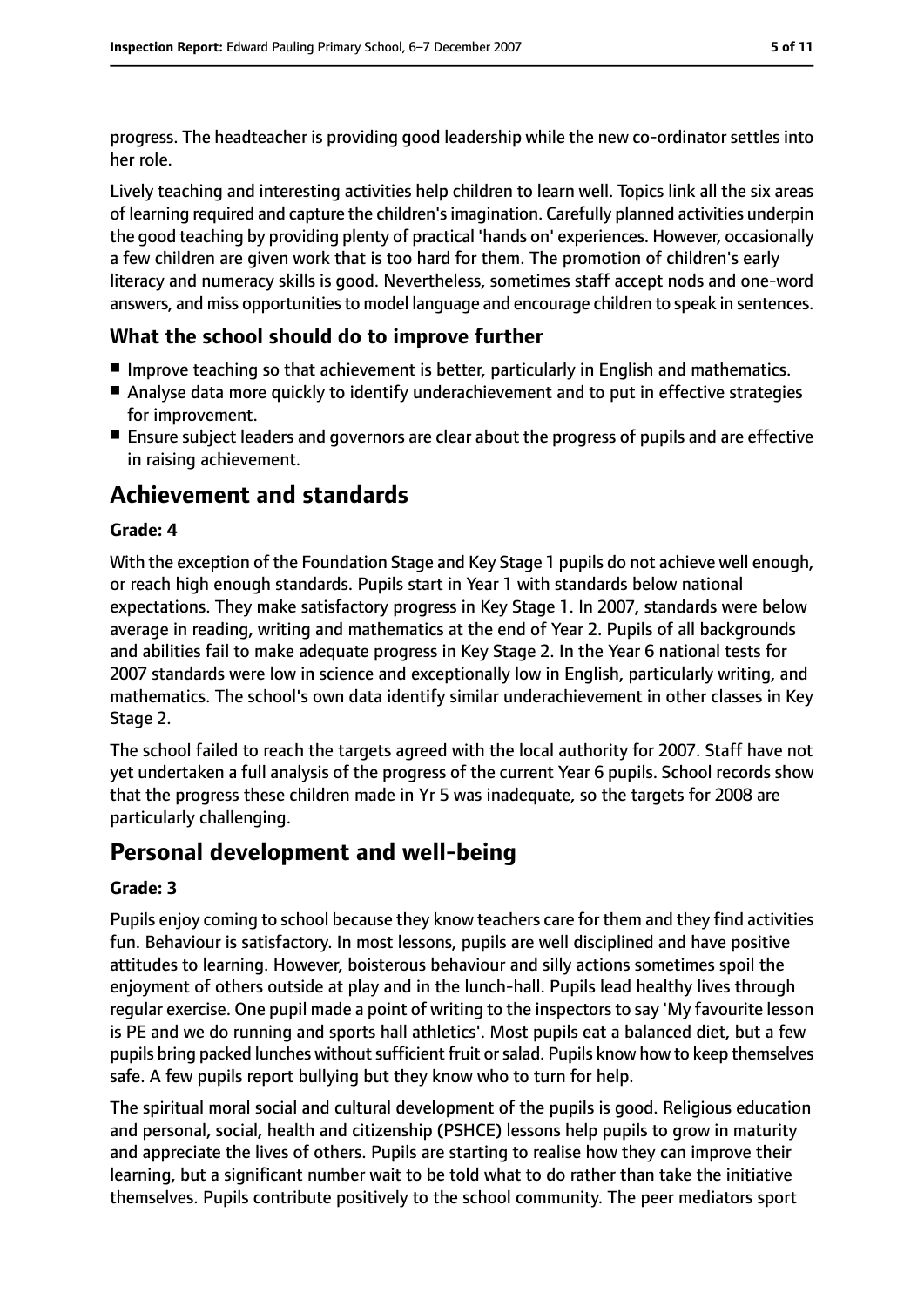progress. The headteacher is providing good leadership while the new co-ordinator settles into her role.

Lively teaching and interesting activities help children to learn well. Topics link all the six areas of learning required and capture the children's imagination. Carefully planned activities underpin the good teaching by providing plenty of practical 'hands on' experiences. However, occasionally a few children are given work that is too hard for them. The promotion of children's early literacy and numeracy skills is good. Nevertheless, sometimes staff accept nods and one-word answers, and miss opportunities to model language and encourage children to speak in sentences.

### What the school should do to improve further

- Improve teaching so that achievement is better, particularly in English and mathematics.
- Analyse data more quickly to identify underachievement and to put in effective strategies for improvement.
- Ensure subject leaders and governors are clear about the progress of pupils and are effective in raising achievement.

## Achievement and standards

**Grade: 4**

With the exception of the Foundation Stage and Key Stage 1 pupils do not achieve well enough, or reach high enough standards. Pupils start in Year 1 with standards below national expectations. They make satisfactory progress in Key Stage 1. In 2007, standards were below average in reading, writing and mathematics at the end of Year 2. Pupils of all backgrounds and abilities fail to make adequate progress in Key Stage 2. In the Year 6 national tests for 2007 standards were low in science and exceptionally low in English, particularly writing, and mathematics. The school's own data identify similar underachievement in other classes in Key Stage 2.

The school failed to reach the targets agreed with the local authority for 2007. Staff have not yet undertaken a full analysis of the progress of the current Year 6 pupils. School records show that the progress these children made in Yr 5 was inadequate, so the targets for 2008 are particularly challenging.

## Personal development and well-being

**Grade: 3**

Pupils enjoy coming to school because they know teachers care for them and they find activities fun. Behaviour is satisfactory. In most lessons, pupils are well disciplined and have positive attitudes to learning. However, boisterous behaviour and silly actions sometimes spoil the enjoyment of others outside at play and in the lunch-hall. Pupils lead healthy lives through regular exercise. One pupil made a point of writing to the inspectors to say 'My favourite lesson is PE and we do running and sports hall athletics'. Most pupils eat a balanced diet, but a few pupils bring packed lunches without sufficient fruit or salad. Pupils know how to keep themselves safe. A few pupils report bullying but they know who to turn for help.

The spiritual moral social and cultural development of the pupils is good. Religious education and personal, social, health and citizenship (PSHCE) lessons help pupils to grow in maturity and appreciate the lives of others. Pupils are starting to realise how they can improve their learning, but a significant number wait to be told what to do rather than take the initiative themselves. Pupils contribute positively to the school community. The peer mediators sport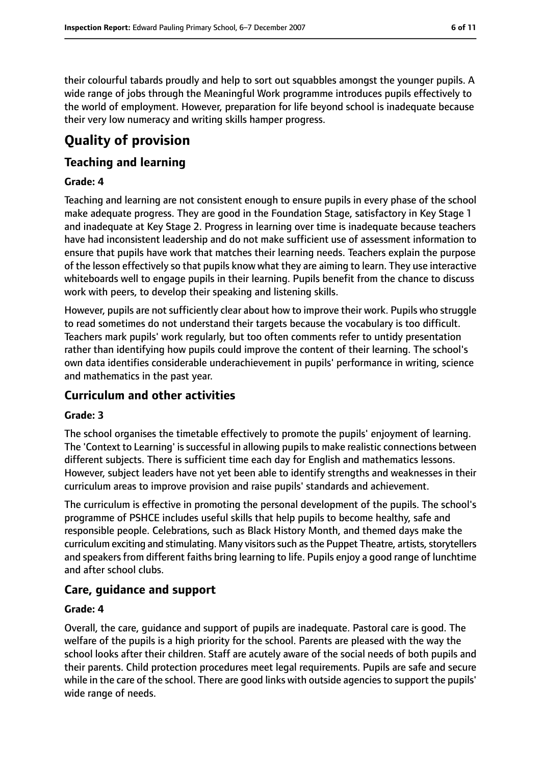their colourful tabards proudly and help to sort out squabbles amongst the younger pupils. A wide range of jobs through the Meaningful Work programme introduces pupils effectively to the world of employment. However, preparation for life beyond school is inadequate because their very low numeracy and writing skills hamper progress.

# Quality of provision

## Teaching and learning

**Grade: 4**

Teaching and learning are not consistent enough to ensure pupils in every phase of the school make adequate progress. They are good in the Foundation Stage, satisfactory in Key Stage 1 and inadequate at Key Stage 2. Progress in learning over time is inadequate because teachers have had inconsistent leadership and do not make sufficient use of assessment information to ensure that pupils have work that matches their learning needs. Teachers explain the purpose of the lesson effectively so that pupils know what they are aiming to learn. They use interactive whiteboards well to engage pupils in their learning. Pupils benefit from the chance to discuss work with peers, to develop their speaking and listening skills.

However, pupils are not sufficiently clear about how to improve their work. Pupils who struggle to read sometimes do not understand their targets because the vocabulary is too difficult. Teachers mark pupils' work regularly, but too often comments refer to untidy presentation rather than identifying how pupils could improve the content of their learning. The school's own data identifies considerable underachievement in pupils' performance in writing, science and mathematics in the past year.

## Curriculum and other activities

**Grade: 3**

The school organises the timetable effectively to promote the pupils' enjoyment of learning. The 'Context to Learning' is successful in allowing pupils to make realistic connections between different subjects. There is sufficient time each day for English and mathematics lessons. However, subject leaders have not yet been able to identify strengths and weaknesses in their curriculum areas to improve provision and raise pupils' standards and achievement.

The curriculum is effective in promoting the personal development of the pupils. The school's programme of PSHCE includes useful skills that help pupils to become healthy, safe and responsible people. Celebrations, such as Black History Month, and themed days make the curriculum exciting and stimulating. Many visitors such as the Puppet Theatre, artists, storytellers and speakers from different faiths bring learning to life. Pupils enjoy a good range of lunchtime and after school clubs.

## Care, guidance and support

**Grade: 4**

Overall, the care, guidance and support of pupils are inadequate. Pastoral care is good. The welfare of the pupils is a high priority for the school. Parents are pleased with the way the school looks after their children. Staff are acutely aware of the social needs of both pupils and their parents. Child protection procedures meet legal requirements. Pupils are safe and secure while in the care of the school. There are good links with outside agencies to support the pupils' wide range of needs.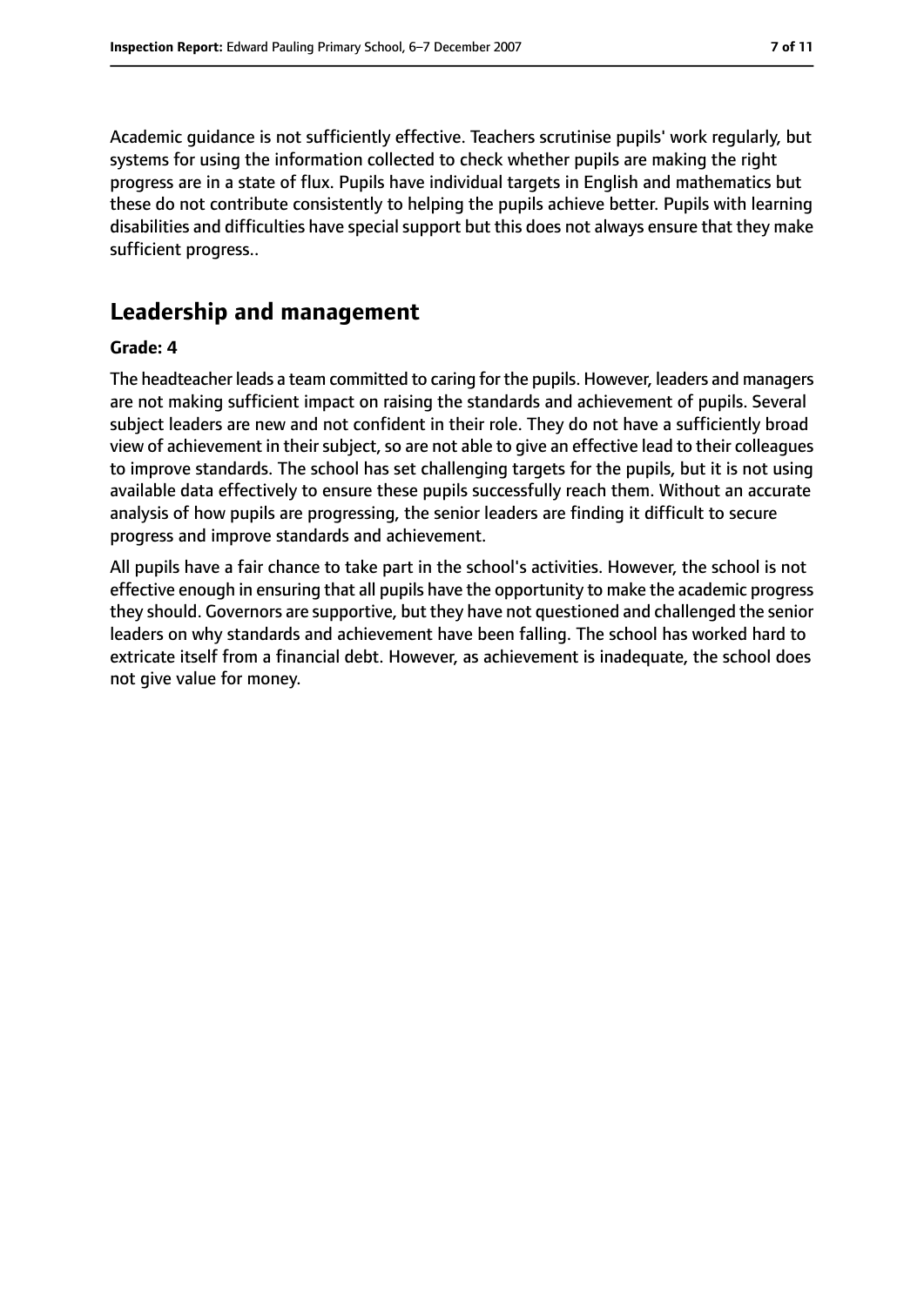Academic guidance is not sufficiently effective. Teachers scrutinise pupils' work regularly, but systems for using the information collected to check whether pupils are making the right progress are in a state of flux. Pupils have individual targets in English and mathematics but these do not contribute consistently to helping the pupils achieve better. Pupils with learning disabilities and difficulties have special support but this does not always ensure that they make sufficient progress..

## Leadership and management

**Grade: 4**

The headteacher leads a team committed to caring for the pupils. However, leaders and managers are not making sufficient impact on raising the standards and achievement of pupils. Several subject leaders are new and not confident in their role. They do not have a sufficiently broad view of achievement in their subject, so are not able to give an effective lead to their colleagues to improve standards. The school has set challenging targets for the pupils, but it is not using available data effectively to ensure these pupils successfully reach them. Without an accurate analysis of how pupils are progressing, the senior leaders are finding it difficult to secure progress and improve standards and achievement.

All pupils have a fair chance to take part in the school's activities. However, the school is not effective enough in ensuring that all pupils have the opportunity to make the academic progress they should. Governors are supportive, but they have not questioned and challenged the senior leaders on why standards and achievement have been falling. The school has worked hard to extricate itself from a financial debt. However, as achievement is inadequate, the school does not give value for money.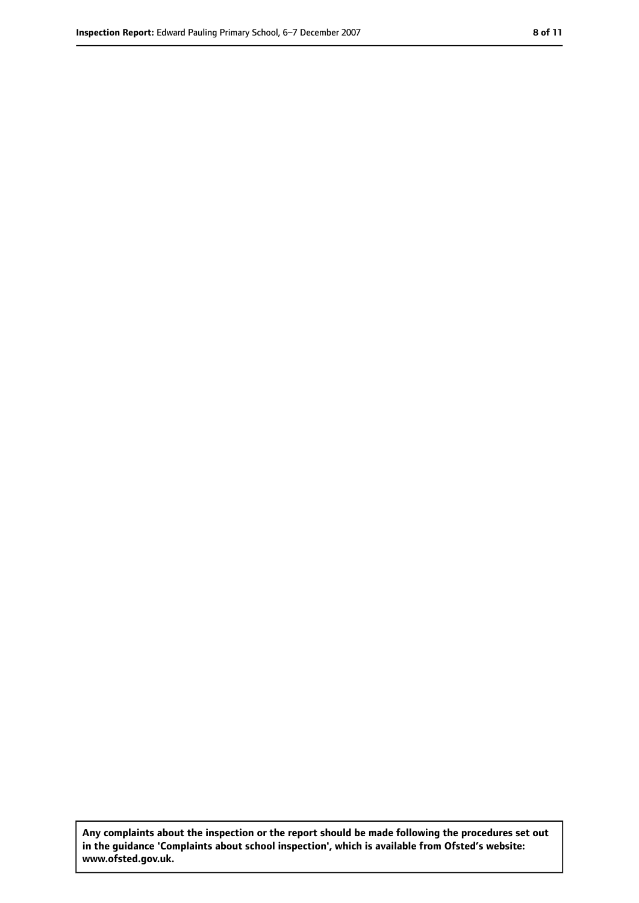**Any complaints about the inspection or the report should be made following the procedures set out in the guidance 'Complaints about school inspection', which is available from Ofsted's website: www.ofsted.gov.uk.**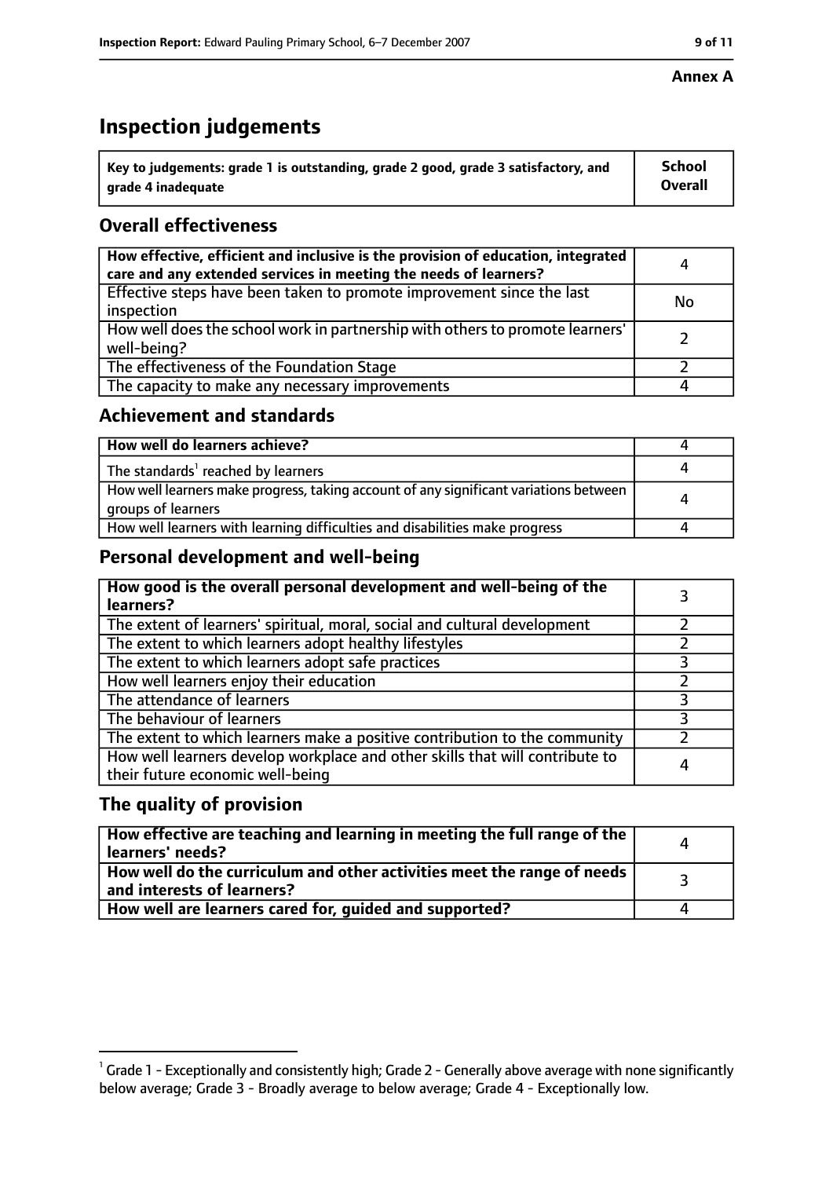**Annex A**

# Inspection judgements

| Key to judgements: grade 1 is outstanding, grade 2 good, grade 3 satisfactory, and grade 4 inadequate | School Overall |
|---|---|

## Overall effectiveness

| | |
|---|---|
| How effective, efficient and inclusive is the provision of education, integrated care and any extended services in meeting the needs of learners? | 4 |
| Effective steps have been taken to promote improvement since the last inspection | No |
| How well does the school work in partnership with others to promote learners' well-being? | 2 |
| The effectiveness of the Foundation Stage | 2 |
| The capacity to make any necessary improvements | 4 |

## Achievement and standards

| | |
|---|---|
| How well do learners achieve? | 4 |
| The standards[1] reached by learners | 4 |
| How well learners make progress, taking account of any significant variations between groups of learners | 4 |
| How well learners with learning difficulties and disabilities make progress | 4 |

## Personal development and well-being

| | |
|---|---|
| How good is the overall personal development and well-being of the learners? | 3 |
| The extent of learners' spiritual, moral, social and cultural development | 2 |
| The extent to which learners adopt healthy lifestyles | 2 |
| The extent to which learners adopt safe practices | 3 |
| How well learners enjoy their education | 2 |
| The attendance of learners | 3 |
| The behaviour of learners | 3 |
| The extent to which learners make a positive contribution to the community | 2 |
| How well learners develop workplace and other skills that will contribute to their future economic well-being | 4 |

## The quality of provision

| | |
|---|---|
| How effective are teaching and learning in meeting the full range of the learners' needs? | 4 |
| How well do the curriculum and other activities meet the range of needs and interests of learners? | 3 |
| How well are learners cared for, guided and supported? | 4 |

[1] Grade 1 - Exceptionally and consistently high; Grade 2 - Generally above average with none significantly below average; Grade 3 - Broadly average to below average; Grade 4 - Exceptionally low.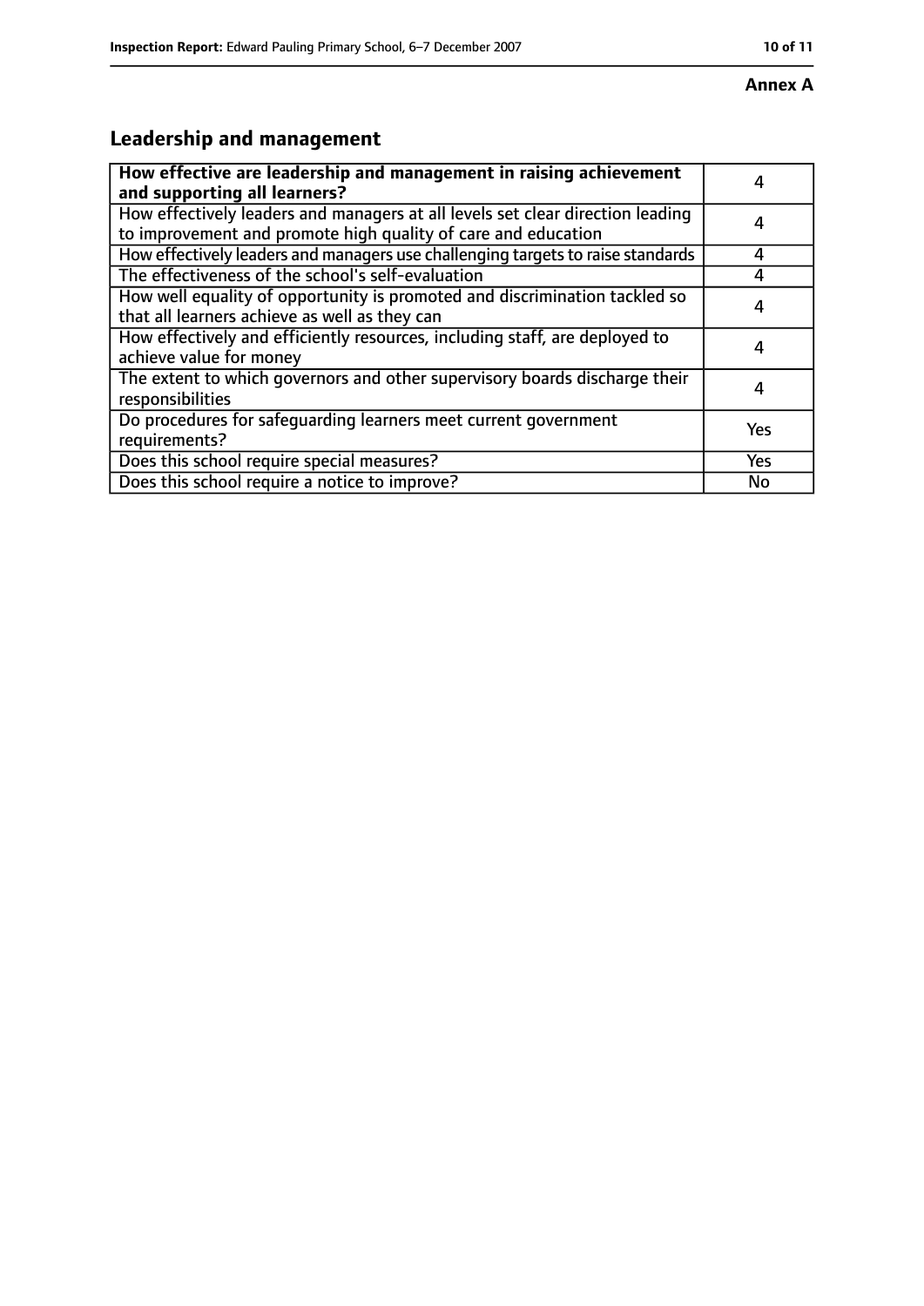**Annex A**

## Leadership and management

| **How effective are leadership and management in raising achievement and supporting all learners?** | 4 |
|---|---|
| How effectively leaders and managers at all levels set clear direction leading to improvement and promote high quality of care and education | 4 |
| How effectively leaders and managers use challenging targets to raise standards | 4 |
| The effectiveness of the school's self-evaluation | 4 |
| How well equality of opportunity is promoted and discrimination tackled so that all learners achieve as well as they can | 4 |
| How effectively and efficiently resources, including staff, are deployed to achieve value for money | 4 |
| The extent to which governors and other supervisory boards discharge their responsibilities | 4 |
| Do procedures for safeguarding learners meet current government requirements? | Yes |
| Does this school require special measures? | Yes |
| Does this school require a notice to improve? | No |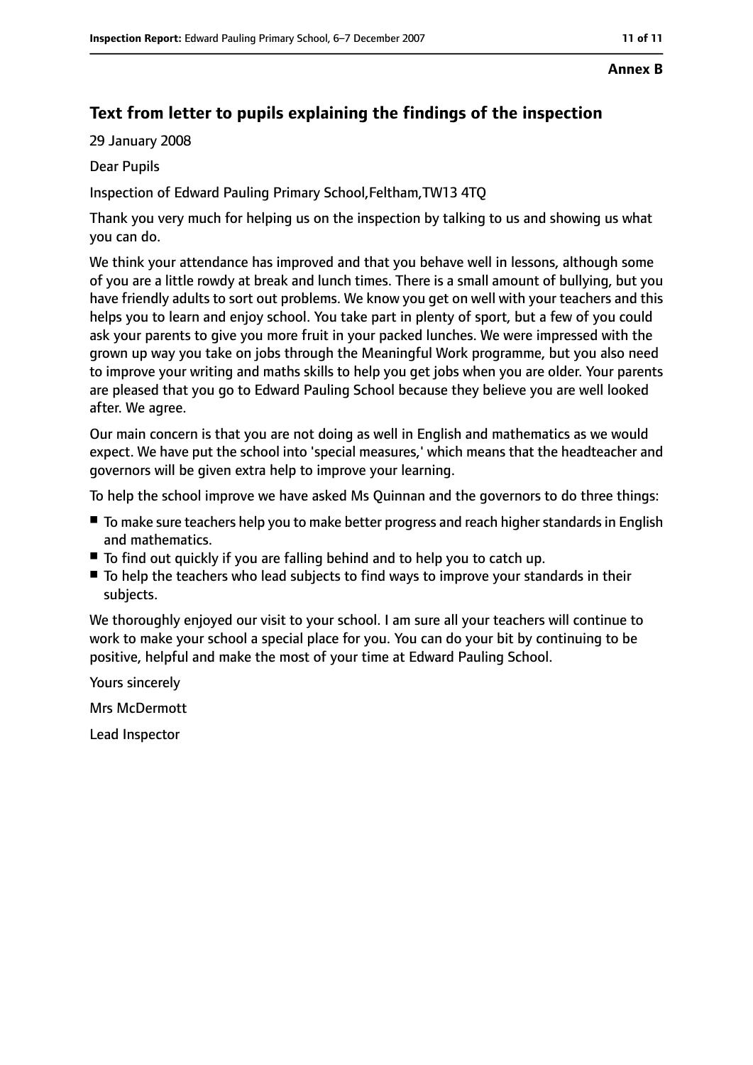**Annex B**

## Text from letter to pupils explaining the findings of the inspection

29 January 2008

Dear Pupils

Inspection of Edward Pauling Primary School,Feltham,TW13 4TQ

Thank you very much for helping us on the inspection by talking to us and showing us what you can do.

We think your attendance has improved and that you behave well in lessons, although some of you are a little rowdy at break and lunch times. There is a small amount of bullying, but you have friendly adults to sort out problems. We know you get on well with your teachers and this helps you to learn and enjoy school. You take part in plenty of sport, but a few of you could ask your parents to give you more fruit in your packed lunches. We were impressed with the grown up way you take on jobs through the Meaningful Work programme, but you also need to improve your writing and maths skills to help you get jobs when you are older. Your parents are pleased that you go to Edward Pauling School because they believe you are well looked after. We agree.

Our main concern is that you are not doing as well in English and mathematics as we would expect. We have put the school into 'special measures,' which means that the headteacher and governors will be given extra help to improve your learning.

To help the school improve we have asked Ms Quinnan and the governors to do three things:

- To make sure teachers help you to make better progress and reach higher standards in English and mathematics.
- To find out quickly if you are falling behind and to help you to catch up.
- To help the teachers who lead subjects to find ways to improve your standards in their subjects.

We thoroughly enjoyed our visit to your school. I am sure all your teachers will continue to work to make your school a special place for you. You can do your bit by continuing to be positive, helpful and make the most of your time at Edward Pauling School.

Yours sincerely

Mrs McDermott

Lead Inspector